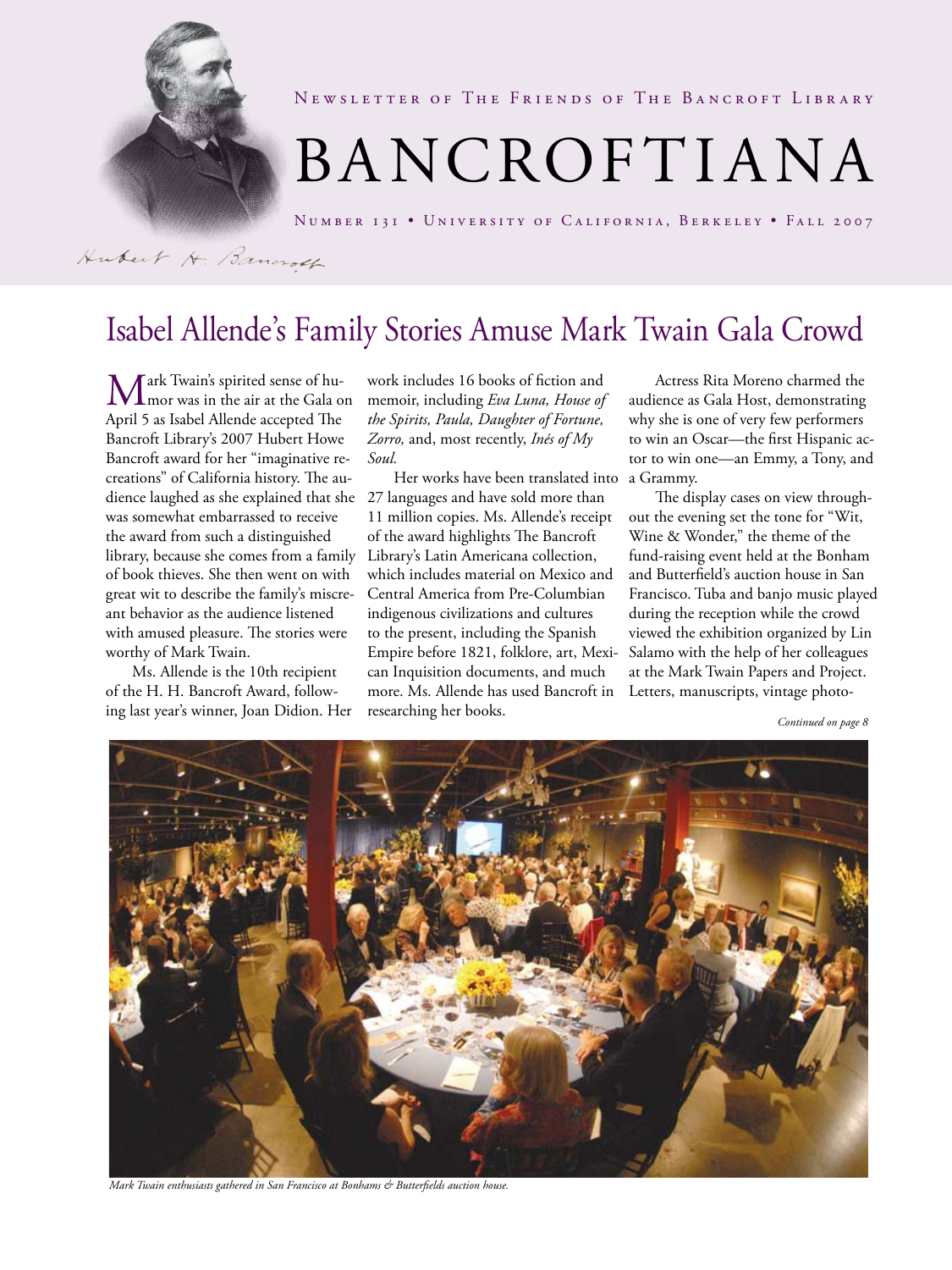Newsletter of The Friends of The Bancroft Library

# BANCROFTIANA

Number 131 • University of California, Berkeley • Fall 2007

## Isabel Allende's Family Stories Amuse Mark Twain Gala Crowd

Mark Twain's spirited sense of humor was in the air at the Gala on April 5 as Isabel Allende accepted The Bancroft Library's 2007 Hubert Howe Bancroft award for her "imaginative recreations" of California history. The audience laughed as she explained that she was somewhat embarrassed to receive the award from such a distinguished library, because she comes from a family of book thieves. She then went on with great wit to describe the family's miscreant behavior as the audience listened with amused pleasure. The stories were worthy of Mark Twain.

Ms. Allende is the 10th recipient of the H. H. Bancroft Award, following last year's winner, Joan Didion. Her work includes 16 books of fiction and memoir, including *Eva Luna, House of the Spirits, Paula, Daughter of Fortune, Zorro,* and, most recently, *Inés of My Soul.*

Her works have been translated into 27 languages and have sold more than 11 million copies. Ms. Allende's receipt of the award highlights The Bancroft Library's Latin Americana collection, which includes material on Mexico and Central America from Pre-Columbian indigenous civilizations and cultures to the present, including the Spanish Empire before 1821, folklore, art, Mexican Inquisition documents, and much more. Ms. Allende has used Bancroft in researching her books.

Actress Rita Moreno charmed the audience as Gala Host, demonstrating why she is one of very few performers to win an Oscar—the first Hispanic actor to win one—an Emmy, a Tony, and a Grammy.

The display cases on view throughout the evening set the tone for "Wit, Wine & Wonder," the theme of the fund-raising event held at the Bonham and Butterfield's auction house in San Francisco. Tuba and banjo music played during the reception while the crowd viewed the exhibition organized by Lin Salamo with the help of her colleagues at the Mark Twain Papers and Project. Letters, manuscripts, vintage photo-

*Continued on page 8*

*Mark Twain enthusiasts gathered in San Francisco at Bonhams & Butterfields auction house.*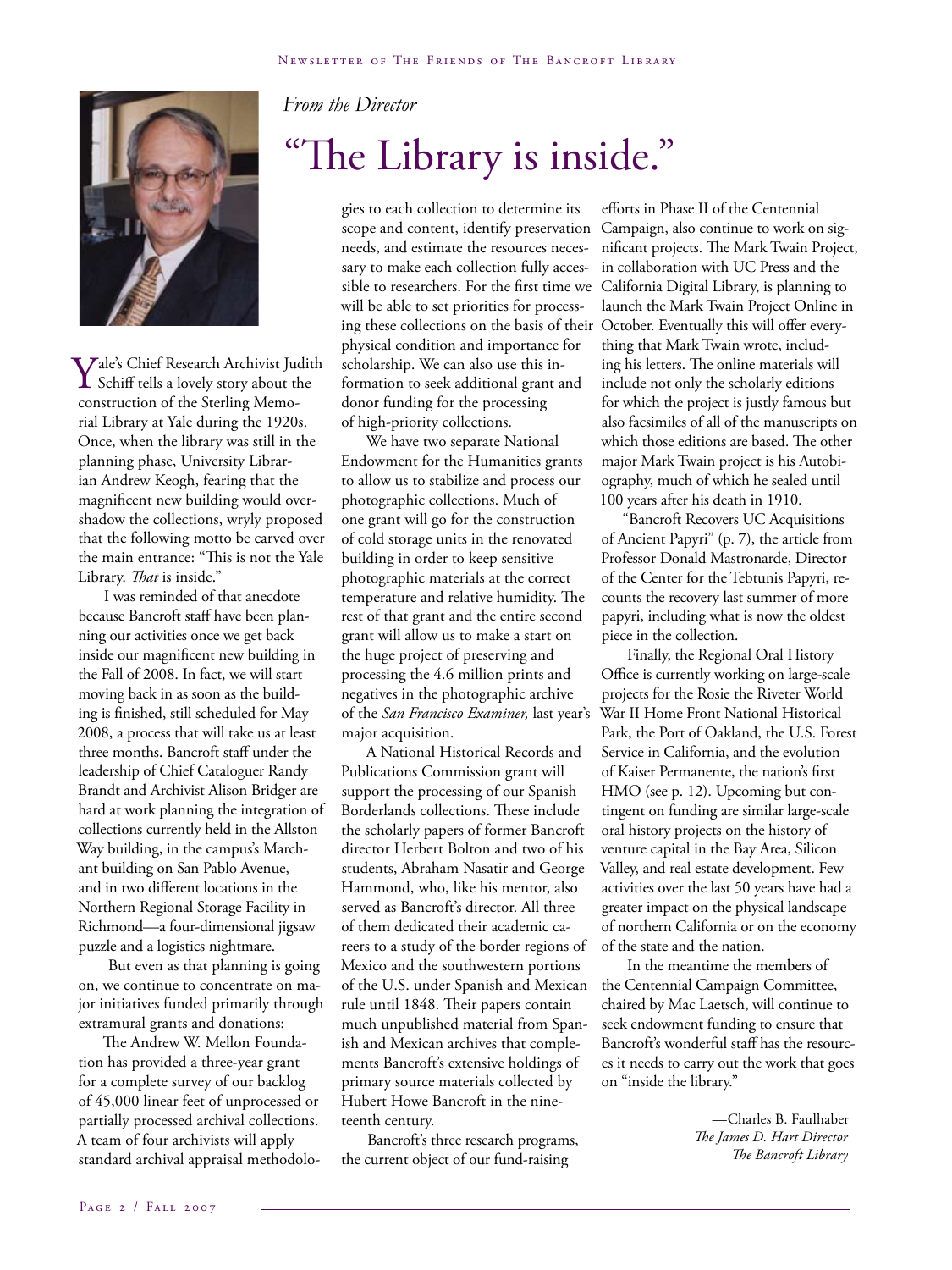*From the Director*

# "The Library is inside."

Yale's Chief Research Archivist Judith Schiff tells a lovely story about the construction of the Sterling Memorial Library at Yale during the 1920s. Once, when the library was still in the planning phase, University Librarian Andrew Keogh, fearing that the magnificent new building would overshadow the collections, wryly proposed that the following motto be carved over the main entrance: "This is not the Yale Library. *That* is inside."

I was reminded of that anecdote because Bancroft staff have been planning our activities once we get back inside our magnificent new building in the Fall of 2008. In fact, we will start moving back in as soon as the building is finished, still scheduled for May 2008, a process that will take us at least three months. Bancroft staff under the leadership of Chief Cataloguer Randy Brandt and Archivist Alison Bridger are hard at work planning the integration of collections currently held in the Allston Way building, in the campus's Marchant building on San Pablo Avenue, and in two different locations in the Northern Regional Storage Facility in Richmond—a four-dimensional jigsaw puzzle and a logistics nightmare.

But even as that planning is going on, we continue to concentrate on major initiatives funded primarily through extramural grants and donations:

The Andrew W. Mellon Foundation has provided a three-year grant for a complete survey of our backlog of 45,000 linear feet of unprocessed or partially processed archival collections. A team of four archivists will apply standard archival appraisal methodologies to each collection to determine its scope and content, identify preservation needs, and estimate the resources necessary to make each collection fully accessible to researchers. For the first time we will be able to set priorities for processing these collections on the basis of their physical condition and importance for scholarship. We can also use this information to seek additional grant and donor funding for the processing of high-priority collections.

We have two separate National Endowment for the Humanities grants to allow us to stabilize and process our photographic collections. Much of one grant will go for the construction of cold storage units in the renovated building in order to keep sensitive photographic materials at the correct temperature and relative humidity. The rest of that grant and the entire second grant will allow us to make a start on the huge project of preserving and processing the 4.6 million prints and negatives in the photographic archive of the *San Francisco Examiner,* last year's major acquisition.

A National Historical Records and Publications Commission grant will support the processing of our Spanish Borderlands collections. These include the scholarly papers of former Bancroft director Herbert Bolton and two of his students, Abraham Nasatir and George Hammond, who, like his mentor, also served as Bancroft's director. All three of them dedicated their academic careers to a study of the border regions of Mexico and the southwestern portions of the U.S. under Spanish and Mexican rule until 1848. Their papers contain much unpublished material from Spanish and Mexican archives that complements Bancroft's extensive holdings of primary source materials collected by Hubert Howe Bancroft in the nineteenth century.

Bancroft's three research programs, the current object of our fund-raising efforts in Phase II of the Centennial Campaign, also continue to work on significant projects. The Mark Twain Project, in collaboration with UC Press and the California Digital Library, is planning to launch the Mark Twain Project Online in October. Eventually this will offer everything that Mark Twain wrote, including his letters. The online materials will include not only the scholarly editions for which the project is justly famous but also facsimiles of all of the manuscripts on which those editions are based. The other major Mark Twain project is his Autobiography, much of which he sealed until 100 years after his death in 1910.

"Bancroft Recovers UC Acquisitions of Ancient Papyri" (p. 7), the article from Professor Donald Mastronarde, Director of the Center for the Tebtunis Papyri, recounts the recovery last summer of more papyri, including what is now the oldest piece in the collection.

Finally, the Regional Oral History Office is currently working on large-scale projects for the Rosie the Riveter World War II Home Front National Historical Park, the Port of Oakland, the U.S. Forest Service in California, and the evolution of Kaiser Permanente, the nation's first HMO (see p. 12). Upcoming but contingent on funding are similar large-scale oral history projects on the history of venture capital in the Bay Area, Silicon Valley, and real estate development. Few activities over the last 50 years have had a greater impact on the physical landscape of northern California or on the economy of the state and the nation.

In the meantime the members of the Centennial Campaign Committee, chaired by Mac Laetsch, will continue to seek endowment funding to ensure that Bancroft's wonderful staff has the resources it needs to carry out the work that goes on "inside the library."

—Charles B. Faulhaber
*The James D. Hart Director*
*The Bancroft Library*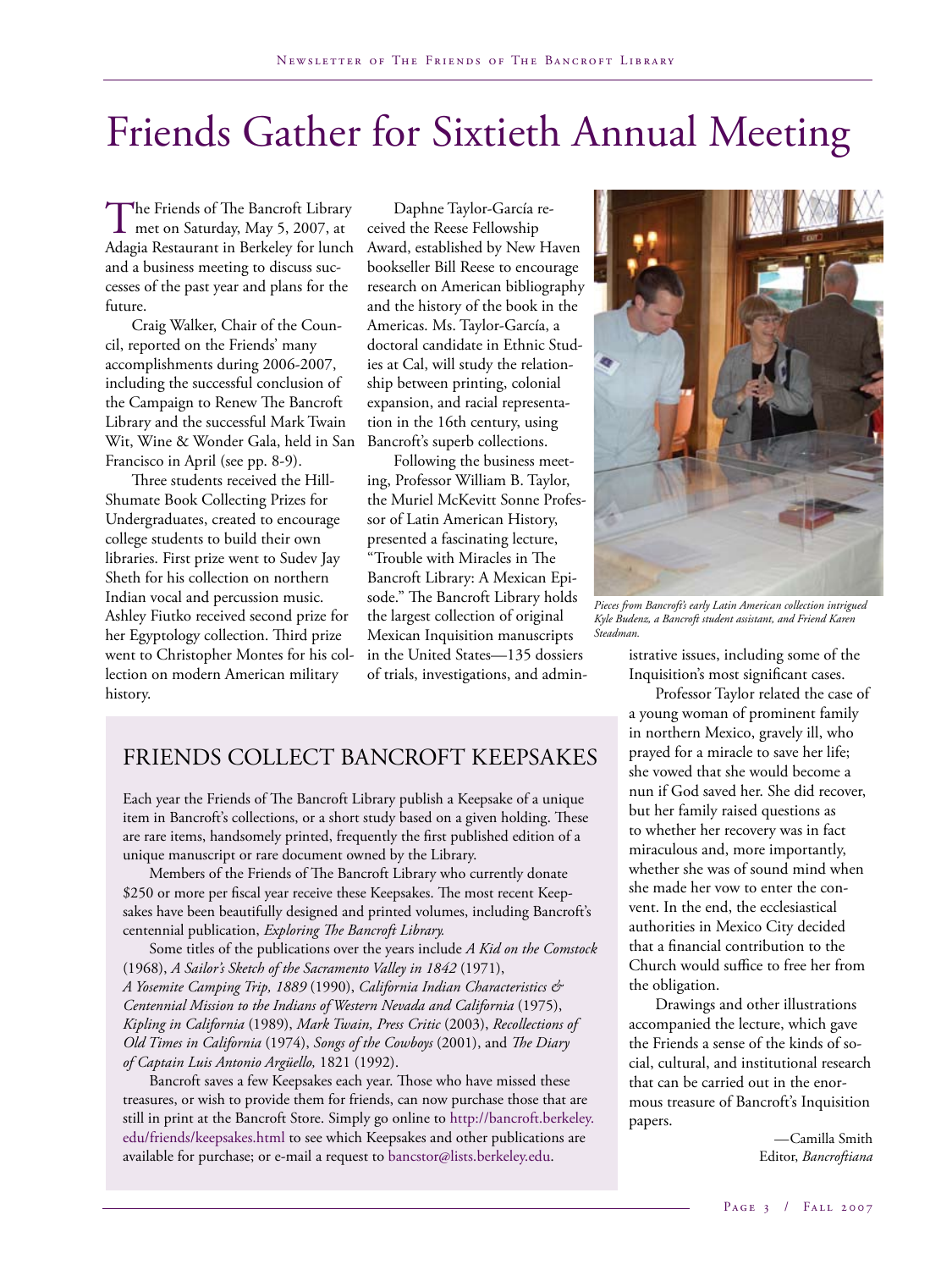# Friends Gather for Sixtieth Annual Meeting

The Friends of The Bancroft Library met on Saturday, May 5, 2007, at Adagia Restaurant in Berkeley for lunch and a business meeting to discuss successes of the past year and plans for the future.

Craig Walker, Chair of the Council, reported on the Friends' many accomplishments during 2006-2007, including the successful conclusion of the Campaign to Renew The Bancroft Library and the successful Mark Twain Wit, Wine & Wonder Gala, held in San Francisco in April (see pp. 8-9).

Three students received the Hill-Shumate Book Collecting Prizes for Undergraduates, created to encourage college students to build their own libraries. First prize went to Sudev Jay Sheth for his collection on northern Indian vocal and percussion music. Ashley Fiutko received second prize for her Egyptology collection. Third prize went to Christopher Montes for his collection on modern American military history.

Daphne Taylor-García received the Reese Fellowship Award, established by New Haven bookseller Bill Reese to encourage research on American bibliography and the history of the book in the Americas. Ms. Taylor-García, a doctoral candidate in Ethnic Studies at Cal, will study the relationship between printing, colonial expansion, and racial representation in the 16th century, using Bancroft's superb collections.

Following the business meeting, Professor William B. Taylor, the Muriel McKevitt Sonne Professor of Latin American History, presented a fascinating lecture, "Trouble with Miracles in The Bancroft Library: A Mexican Episode." The Bancroft Library holds the largest collection of original Mexican Inquisition manuscripts in the United States—135 dossiers of trials, investigations, and administrative issues, including some of the Inquisition's most significant cases.

*Pieces from Bancroft's early Latin American collection intrigued Kyle Budenz, a Bancroft student assistant, and Friend Karen Steadman.*

Professor Taylor related the case of a young woman of prominent family in northern Mexico, gravely ill, who prayed for a miracle to save her life; she vowed that she would become a nun if God saved her. She did recover, but her family raised questions as to whether her recovery was in fact miraculous and, more importantly, whether she was of sound mind when she made her vow to enter the convent. In the end, the ecclesiastical authorities in Mexico City decided that a financial contribution to the Church would suffice to free her from the obligation.

Drawings and other illustrations accompanied the lecture, which gave the Friends a sense of the kinds of social, cultural, and institutional research that can be carried out in the enormous treasure of Bancroft's Inquisition papers.

—Camilla Smith
Editor, *Bancroftiana*

## FRIENDS COLLECT BANCROFT KEEPSAKES

Each year the Friends of The Bancroft Library publish a Keepsake of a unique item in Bancroft's collections, or a short study based on a given holding. These are rare items, handsomely printed, frequently the first published edition of a unique manuscript or rare document owned by the Library.

Members of the Friends of The Bancroft Library who currently donate $250 or more per fiscal year receive these Keepsakes. The most recent Keepsakes have been beautifully designed and printed volumes, including Bancroft's centennial publication, *Exploring The Bancroft Library.*

Some titles of the publications over the years include *A Kid on the Comstock* (1968), *A Sailor's Sketch of the Sacramento Valley in 1842* (1971), *A Yosemite Camping Trip, 1889* (1990), *California Indian Characteristics & Centennial Mission to the Indians of Western Nevada and California* (1975), *Kipling in California* (1989), *Mark Twain, Press Critic* (2003), *Recollections of Old Times in California* (1974), *Songs of the Cowboys* (2001), and *The Diary of Captain Luis Antonio Argüello,* 1821 (1992).

Bancroft saves a few Keepsakes each year. Those who have missed these treasures, or wish to provide them for friends, can now purchase those that are still in print at the Bancroft Store. Simply go online to http://bancroft.berkeley.edu/friends/keepsakes.html to see which Keepsakes and other publications are available for purchase; or e-mail a request to bancstor@lists.berkeley.edu.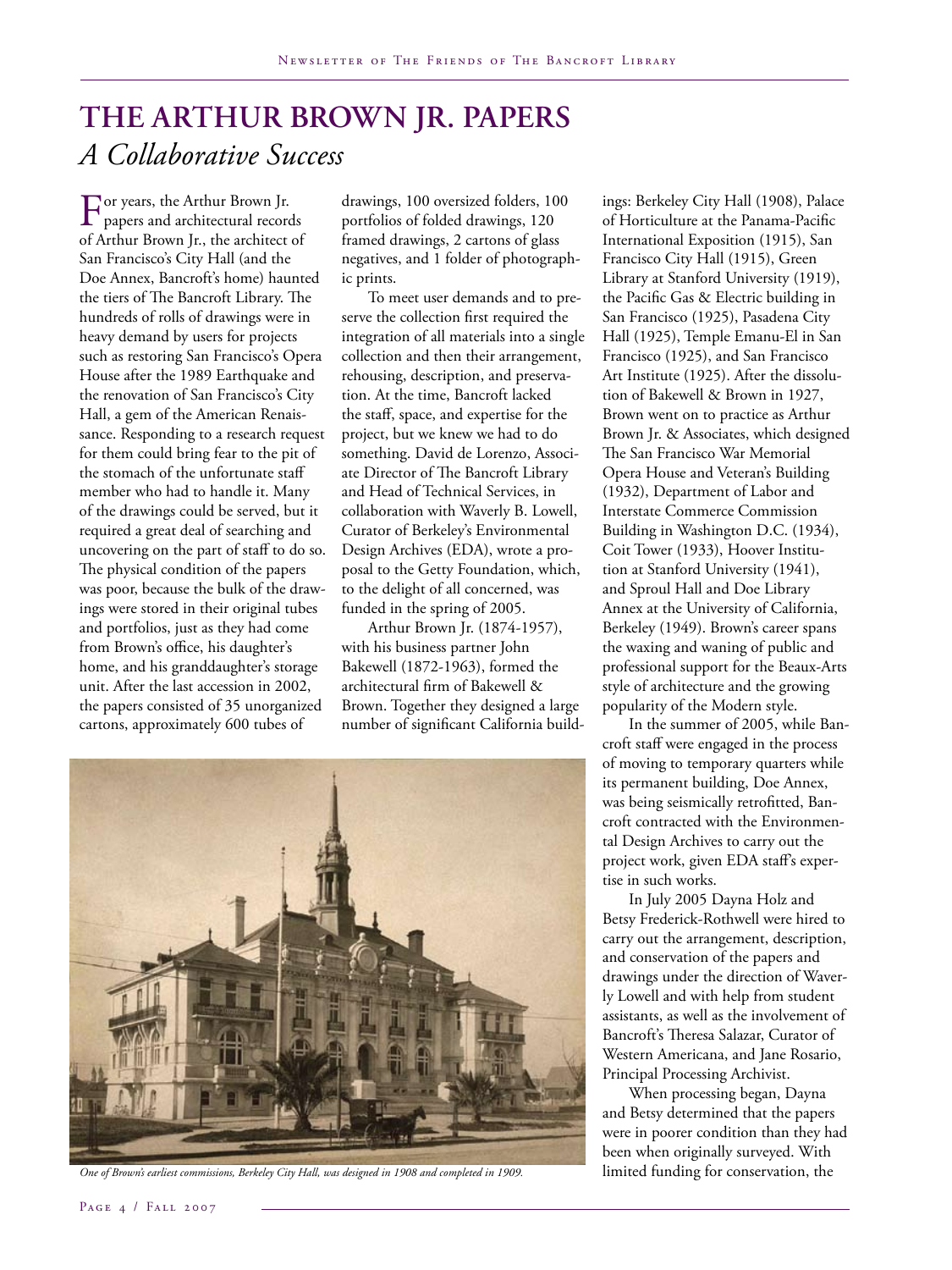# THE ARTHUR BROWN JR. PAPERS

*A Collaborative Success*

For years, the Arthur Brown Jr. papers and architectural records of Arthur Brown Jr., the architect of San Francisco's City Hall (and the Doe Annex, Bancroft's home) haunted the tiers of The Bancroft Library. The hundreds of rolls of drawings were in heavy demand by users for projects such as restoring San Francisco's Opera House after the 1989 Earthquake and the renovation of San Francisco's City Hall, a gem of the American Renaissance. Responding to a research request for them could bring fear to the pit of the stomach of the unfortunate staff member who had to handle it. Many of the drawings could be served, but it required a great deal of searching and uncovering on the part of staff to do so. The physical condition of the papers was poor, because the bulk of the drawings were stored in their original tubes and portfolios, just as they had come from Brown's office, his daughter's home, and his granddaughter's storage unit. After the last accession in 2002, the papers consisted of 35 unorganized cartons, approximately 600 tubes of drawings, 100 oversized folders, 100 portfolios of folded drawings, 120 framed drawings, 2 cartons of glass negatives, and 1 folder of photographic prints.

To meet user demands and to preserve the collection first required the integration of all materials into a single collection and then their arrangement, rehousing, description, and preservation. At the time, Bancroft lacked the staff, space, and expertise for the project, but we knew we had to do something. David de Lorenzo, Associate Director of The Bancroft Library and Head of Technical Services, in collaboration with Waverly B. Lowell, Curator of Berkeley's Environmental Design Archives (EDA), wrote a proposal to the Getty Foundation, which, to the delight of all concerned, was funded in the spring of 2005.

Arthur Brown Jr. (1874-1957), with his business partner John Bakewell (1872-1963), formed the architectural firm of Bakewell & Brown. Together they designed a large number of significant California buildings: Berkeley City Hall (1908), Palace of Horticulture at the Panama-Pacific International Exposition (1915), San Francisco City Hall (1915), Green Library at Stanford University (1919), the Pacific Gas & Electric building in San Francisco (1925), Pasadena City Hall (1925), Temple Emanu-El in San Francisco (1925), and San Francisco Art Institute (1925). After the dissolution of Bakewell & Brown in 1927, Brown went on to practice as Arthur Brown Jr. & Associates, which designed The San Francisco War Memorial Opera House and Veteran's Building (1932), Department of Labor and Interstate Commerce Commission Building in Washington D.C. (1934), Coit Tower (1933), Hoover Institution at Stanford University (1941), and Sproul Hall and Doe Library Annex at the University of California, Berkeley (1949). Brown's career spans the waxing and waning of public and professional support for the Beaux-Arts style of architecture and the growing popularity of the Modern style.

*One of Brown's earliest commissions, Berkeley City Hall, was designed in 1908 and completed in 1909.*

In the summer of 2005, while Bancroft staff were engaged in the process of moving to temporary quarters while its permanent building, Doe Annex, was being seismically retrofitted, Bancroft contracted with the Environmental Design Archives to carry out the project work, given EDA staff's expertise in such works.

In July 2005 Dayna Holz and Betsy Frederick-Rothwell were hired to carry out the arrangement, description, and conservation of the papers and drawings under the direction of Waverly Lowell and with help from student assistants, as well as the involvement of Bancroft's Theresa Salazar, Curator of Western Americana, and Jane Rosario, Principal Processing Archivist.

When processing began, Dayna and Betsy determined that the papers were in poorer condition than they had been when originally surveyed. With limited funding for conservation, the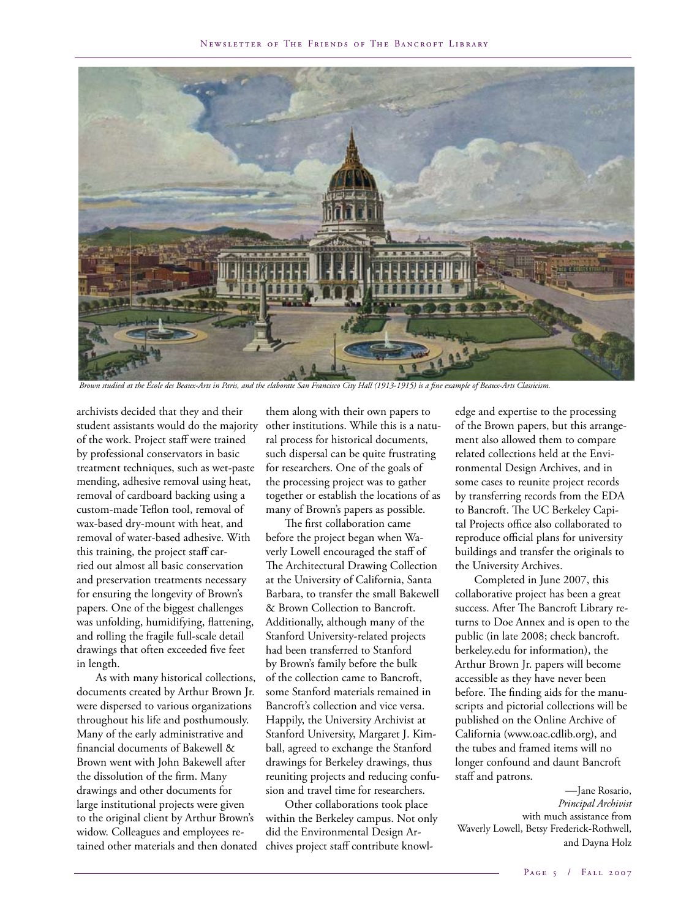*Brown studied at the École des Beaux-Arts in Paris, and the elaborate San Francisco City Hall (1913-1915) is a fine example of Beaux-Arts Classicism.*

archivists decided that they and their student assistants would do the majority of the work. Project staff were trained by professional conservators in basic treatment techniques, such as wet-paste mending, adhesive removal using heat, removal of cardboard backing using a custom-made Teflon tool, removal of wax-based dry-mount with heat, and removal of water-based adhesive. With this training, the project staff carried out almost all basic conservation and preservation treatments necessary for ensuring the longevity of Brown's papers. One of the biggest challenges was unfolding, humidifying, flattening, and rolling the fragile full-scale detail drawings that often exceeded five feet in length.

As with many historical collections, documents created by Arthur Brown Jr. were dispersed to various organizations throughout his life and posthumously. Many of the early administrative and financial documents of Bakewell & Brown went with John Bakewell after the dissolution of the firm. Many drawings and other documents for large institutional projects were given to the original client by Arthur Brown's widow. Colleagues and employees retained other materials and then donated them along with their own papers to other institutions. While this is a natural process for historical documents, such dispersal can be quite frustrating for researchers. One of the goals of the processing project was to gather together or establish the locations of as many of Brown's papers as possible.

The first collaboration came before the project began when Waverly Lowell encouraged the staff of The Architectural Drawing Collection at the University of California, Santa Barbara, to transfer the small Bakewell & Brown Collection to Bancroft. Additionally, although many of the Stanford University-related projects had been transferred to Stanford by Brown's family before the bulk of the collection came to Bancroft, some Stanford materials remained in Bancroft's collection and vice versa. Happily, the University Archivist at Stanford University, Margaret J. Kimball, agreed to exchange the Stanford drawings for Berkeley drawings, thus reuniting projects and reducing confusion and travel time for researchers.

Other collaborations took place within the Berkeley campus. Not only did the Environmental Design Archives project staff contribute knowledge and expertise to the processing of the Brown papers, but this arrangement also allowed them to compare related collections held at the Environmental Design Archives, and in some cases to reunite project records by transferring records from the EDA to Bancroft. The UC Berkeley Capital Projects office also collaborated to reproduce official plans for university buildings and transfer the originals to the University Archives.

Completed in June 2007, this collaborative project has been a great success. After The Bancroft Library returns to Doe Annex and is open to the public (in late 2008; check bancroft.berkeley.edu for information), the Arthur Brown Jr. papers will become accessible as they have never been before. The finding aids for the manuscripts and pictorial collections will be published on the Online Archive of California (www.oac.cdlib.org), and the tubes and framed items will no longer confound and daunt Bancroft staff and patrons.

—Jane Rosario,
*Principal Archivist*
with much assistance from
Waverly Lowell, Betsy Frederick-Rothwell,
and Dayna Holz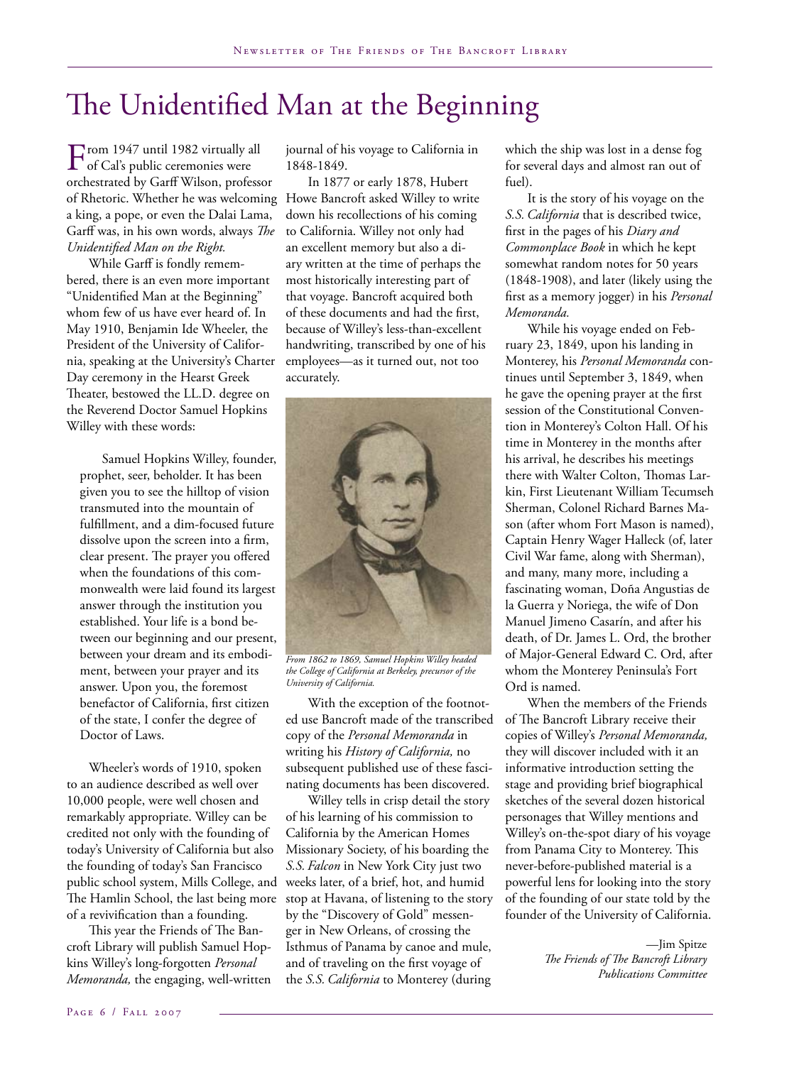# The Unidentified Man at the Beginning

From 1947 until 1982 virtually all of Cal's public ceremonies were orchestrated by Garff Wilson, professor of Rhetoric. Whether he was welcoming a king, a pope, or even the Dalai Lama, Garff was, in his own words, always *The Unidentified Man on the Right.*

While Garff is fondly remembered, there is an even more important "Unidentified Man at the Beginning" whom few of us have ever heard of. In May 1910, Benjamin Ide Wheeler, the President of the University of California, speaking at the University's Charter Day ceremony in the Hearst Greek Theater, bestowed the LL.D. degree on the Reverend Doctor Samuel Hopkins Willey with these words:

> Samuel Hopkins Willey, founder, prophet, seer, beholder. It has been given you to see the hilltop of vision transmuted into the mountain of fulfillment, and a dim-focused future dissolve upon the screen into a firm, clear present. The prayer you offered when the foundations of this commonwealth were laid found its largest answer through the institution you established. Your life is a bond between our beginning and our present, between your dream and its embodiment, between your prayer and its answer. Upon you, the foremost benefactor of California, first citizen of the state, I confer the degree of Doctor of Laws.

Wheeler's words of 1910, spoken to an audience described as well over 10,000 people, were well chosen and remarkably appropriate. Willey can be credited not only with the founding of today's University of California but also the founding of today's San Francisco public school system, Mills College, and The Hamlin School, the last being more of a revivification than a founding.

This year the Friends of The Bancroft Library will publish Samuel Hopkins Willey's long-forgotten *Personal Memoranda,* the engaging, well-written journal of his voyage to California in 1848-1849.

In 1877 or early 1878, Hubert Howe Bancroft asked Willey to write down his recollections of his coming to California. Willey not only had an excellent memory but also a diary written at the time of perhaps the most historically interesting part of that voyage. Bancroft acquired both of these documents and had the first, because of Willey's less-than-excellent handwriting, transcribed by one of his employees—as it turned out, not too accurately.

*From 1862 to 1869, Samuel Hopkins Willey headed the College of California at Berkeley, precursor of the University of California.*

With the exception of the footnoted use Bancroft made of the transcribed copy of the *Personal Memoranda* in writing his *History of California,* no subsequent published use of these fascinating documents has been discovered.

Willey tells in crisp detail the story of his learning of his commission to California by the American Homes Missionary Society, of his boarding the *S.S. Falcon* in New York City just two weeks later, of a brief, hot, and humid stop at Havana, of listening to the story by the "Discovery of Gold" messenger in New Orleans, of crossing the Isthmus of Panama by canoe and mule, and of traveling on the first voyage of the *S.S. California* to Monterey (during which the ship was lost in a dense fog for several days and almost ran out of fuel).

It is the story of his voyage on the *S.S. California* that is described twice, first in the pages of his *Diary and Commonplace Book* in which he kept somewhat random notes for 50 years (1848-1908), and later (likely using the first as a memory jogger) in his *Personal Memoranda.*

While his voyage ended on February 23, 1849, upon his landing in Monterey, his *Personal Memoranda* continues until September 3, 1849, when he gave the opening prayer at the first session of the Constitutional Convention in Monterey's Colton Hall. Of his time in Monterey in the months after his arrival, he describes his meetings there with Walter Colton, Thomas Larkin, First Lieutenant William Tecumseh Sherman, Colonel Richard Barnes Mason (after whom Fort Mason is named), Captain Henry Wager Halleck (of, later Civil War fame, along with Sherman), and many, many more, including a fascinating woman, Doña Angustias de la Guerra y Noriega, the wife of Don Manuel Jimeno Casarín, and after his death, of Dr. James L. Ord, the brother of Major-General Edward C. Ord, after whom the Monterey Peninsula's Fort Ord is named.

When the members of the Friends of The Bancroft Library receive their copies of Willey's *Personal Memoranda,* they will discover included with it an informative introduction setting the stage and providing brief biographical sketches of the several dozen historical personages that Willey mentions and Willey's on-the-spot diary of his voyage from Panama City to Monterey. This never-before-published material is a powerful lens for looking into the story of the founding of our state told by the founder of the University of California.

—Jim Spitze
*The Friends of The Bancroft Library Publications Committee*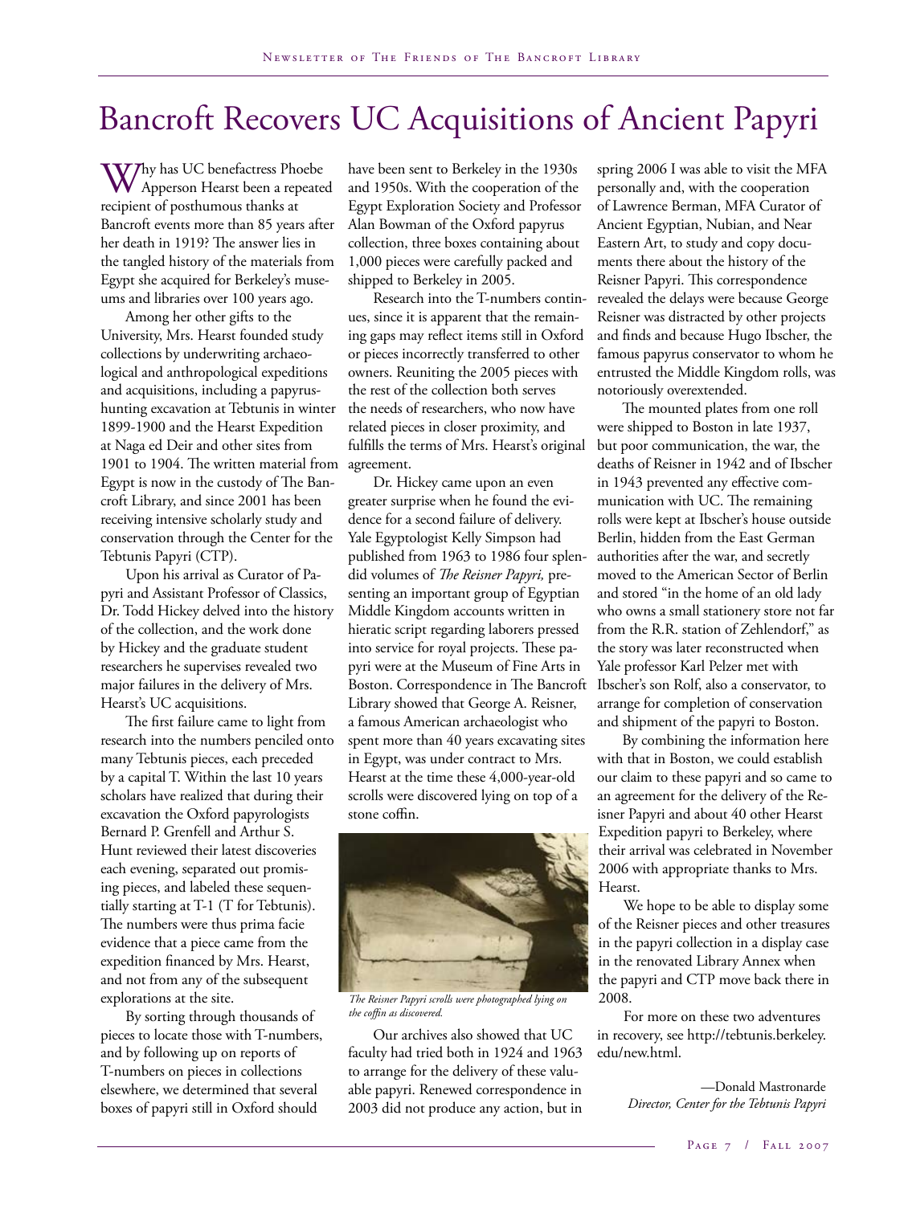# Bancroft Recovers UC Acquisitions of Ancient Papyri

Why has UC benefactress Phoebe Apperson Hearst been a repeated recipient of posthumous thanks at Bancroft events more than 85 years after her death in 1919? The answer lies in the tangled history of the materials from Egypt she acquired for Berkeley's museums and libraries over 100 years ago.

Among her other gifts to the University, Mrs. Hearst founded study collections by underwriting archaeological and anthropological expeditions and acquisitions, including a papyrus-hunting excavation at Tebtunis in winter 1899-1900 and the Hearst Expedition at Naga ed Deir and other sites from 1901 to 1904. The written material from Egypt is now in the custody of The Bancroft Library, and since 2001 has been receiving intensive scholarly study and conservation through the Center for the Tebtunis Papyri (CTP).

Upon his arrival as Curator of Papyri and Assistant Professor of Classics, Dr. Todd Hickey delved into the history of the collection, and the work done by Hickey and the graduate student researchers he supervises revealed two major failures in the delivery of Mrs. Hearst's UC acquisitions.

The first failure came to light from research into the numbers penciled onto many Tebtunis pieces, each preceded by a capital T. Within the last 10 years scholars have realized that during their excavation the Oxford papyrologists Bernard P. Grenfell and Arthur S. Hunt reviewed their latest discoveries each evening, separated out promising pieces, and labeled these sequentially starting at T-1 (T for Tebtunis). The numbers were thus prima facie evidence that a piece came from the expedition financed by Mrs. Hearst, and not from any of the subsequent explorations at the site.

By sorting through thousands of pieces to locate those with T-numbers, and by following up on reports of T-numbers on pieces in collections elsewhere, we determined that several boxes of papyri still in Oxford should have been sent to Berkeley in the 1930s and 1950s. With the cooperation of the Egypt Exploration Society and Professor Alan Bowman of the Oxford papyrus collection, three boxes containing about 1,000 pieces were carefully packed and shipped to Berkeley in 2005.

Research into the T-numbers continues, since it is apparent that the remaining gaps may reflect items still in Oxford or pieces incorrectly transferred to other owners. Reuniting the 2005 pieces with the rest of the collection both serves the needs of researchers, who now have related pieces in closer proximity, and fulfills the terms of Mrs. Hearst's original agreement.

Dr. Hickey came upon an even greater surprise when he found the evidence for a second failure of delivery. Yale Egyptologist Kelly Simpson had published from 1963 to 1986 four splendid volumes of *The Reisner Papyri,* presenting an important group of Egyptian Middle Kingdom accounts written in hieratic script regarding laborers pressed into service for royal projects. These papyri were at the Museum of Fine Arts in Boston. Correspondence in The Bancroft Library showed that George A. Reisner, a famous American archaeologist who spent more than 40 years excavating sites in Egypt, was under contract to Mrs. Hearst at the time these 4,000-year-old scrolls were discovered lying on top of a stone coffin.

*The Reisner Papyri scrolls were photographed lying on the coffin as discovered.*

Our archives also showed that UC faculty had tried both in 1924 and 1963 to arrange for the delivery of these valuable papyri. Renewed correspondence in 2003 did not produce any action, but in spring 2006 I was able to visit the MFA personally and, with the cooperation of Lawrence Berman, MFA Curator of Ancient Egyptian, Nubian, and Near Eastern Art, to study and copy documents there about the history of the Reisner Papyri. This correspondence revealed the delays were because George Reisner was distracted by other projects and finds and because Hugo Ibscher, the famous papyrus conservator to whom he entrusted the Middle Kingdom rolls, was notoriously overextended.

The mounted plates from one roll were shipped to Boston in late 1937, but poor communication, the war, the deaths of Reisner in 1942 and of Ibscher in 1943 prevented any effective communication with UC. The remaining rolls were kept at Ibscher's house outside Berlin, hidden from the East German authorities after the war, and secretly moved to the American Sector of Berlin and stored "in the home of an old lady who owns a small stationery store not far from the R.R. station of Zehlendorf," as the story was later reconstructed when Yale professor Karl Pelzer met with Ibscher's son Rolf, also a conservator, to arrange for completion of conservation and shipment of the papyri to Boston.

By combining the information here with that in Boston, we could establish our claim to these papyri and so came to an agreement for the delivery of the Reisner Papyri and about 40 other Hearst Expedition papyri to Berkeley, where their arrival was celebrated in November 2006 with appropriate thanks to Mrs. Hearst.

We hope to be able to display some of the Reisner pieces and other treasures in the papyri collection in a display case in the renovated Library Annex when the papyri and CTP move back there in 2008.

For more on these two adventures in recovery, see http://tebtunis.berkeley.edu/new.html.

—Donald Mastronarde
*Director, Center for the Tebtunis Papyri*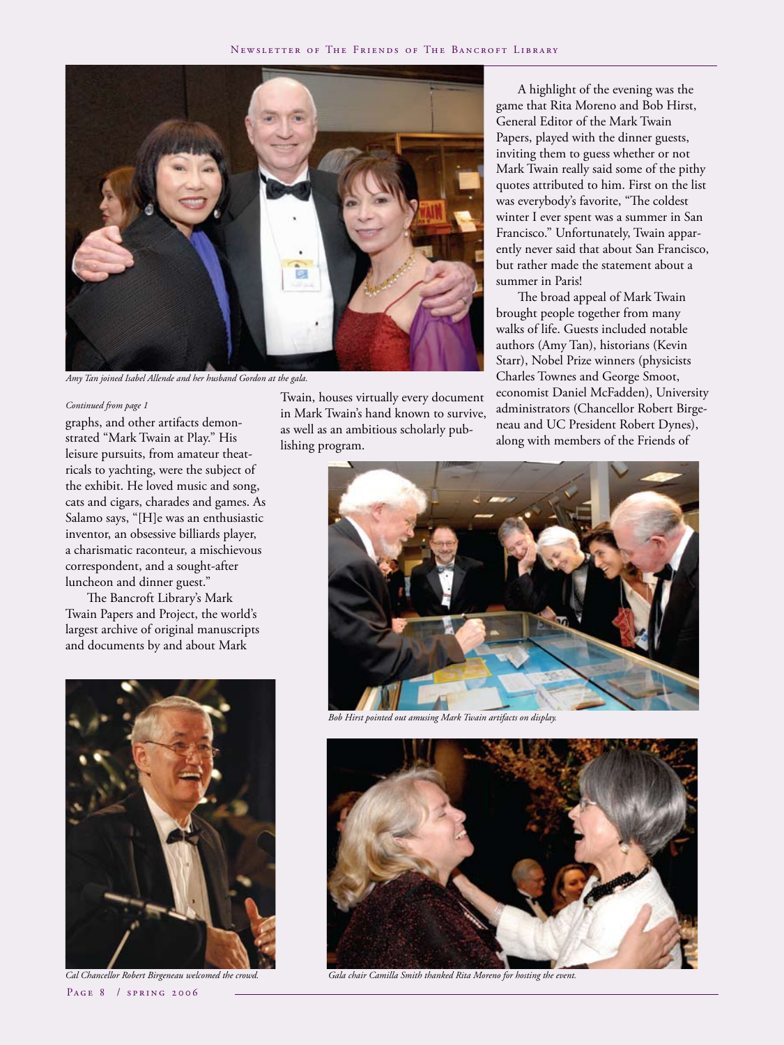Amy Tan joined Isabel Allende and her husband Gordon at the gala.

*Continued from page 1*

graphs, and other artifacts demonstrated "Mark Twain at Play." His leisure pursuits, from amateur theatricals to yachting, were the subject of the exhibit. He loved music and song, cats and cigars, charades and games. As Salamo says, "[H]e was an enthusiastic inventor, an obsessive billiards player, a charismatic raconteur, a mischievous correspondent, and a sought-after luncheon and dinner guest."

The Bancroft Library's Mark Twain Papers and Project, the world's largest archive of original manuscripts and documents by and about Mark Twain, houses virtually every document in Mark Twain's hand known to survive, as well as an ambitious scholarly publishing program.

A highlight of the evening was the game that Rita Moreno and Bob Hirst, General Editor of the Mark Twain Papers, played with the dinner guests, inviting them to guess whether or not Mark Twain really said some of the pithy quotes attributed to him. First on the list was everybody's favorite, "The coldest winter I ever spent was a summer in San Francisco." Unfortunately, Twain apparently never said that about San Francisco, but rather made the statement about a summer in Paris!

The broad appeal of Mark Twain brought people together from many walks of life. Guests included notable authors (Amy Tan), historians (Kevin Starr), Nobel Prize winners (physicists Charles Townes and George Smoot, economist Daniel McFadden), University administrators (Chancellor Robert Birgeneau and UC President Robert Dynes), along with members of the Friends of

Bob Hirst pointed out amusing Mark Twain artifacts on display.

Cal Chancellor Robert Birgeneau welcomed the crowd.

Gala chair Camilla Smith thanked Rita Moreno for hosting the event.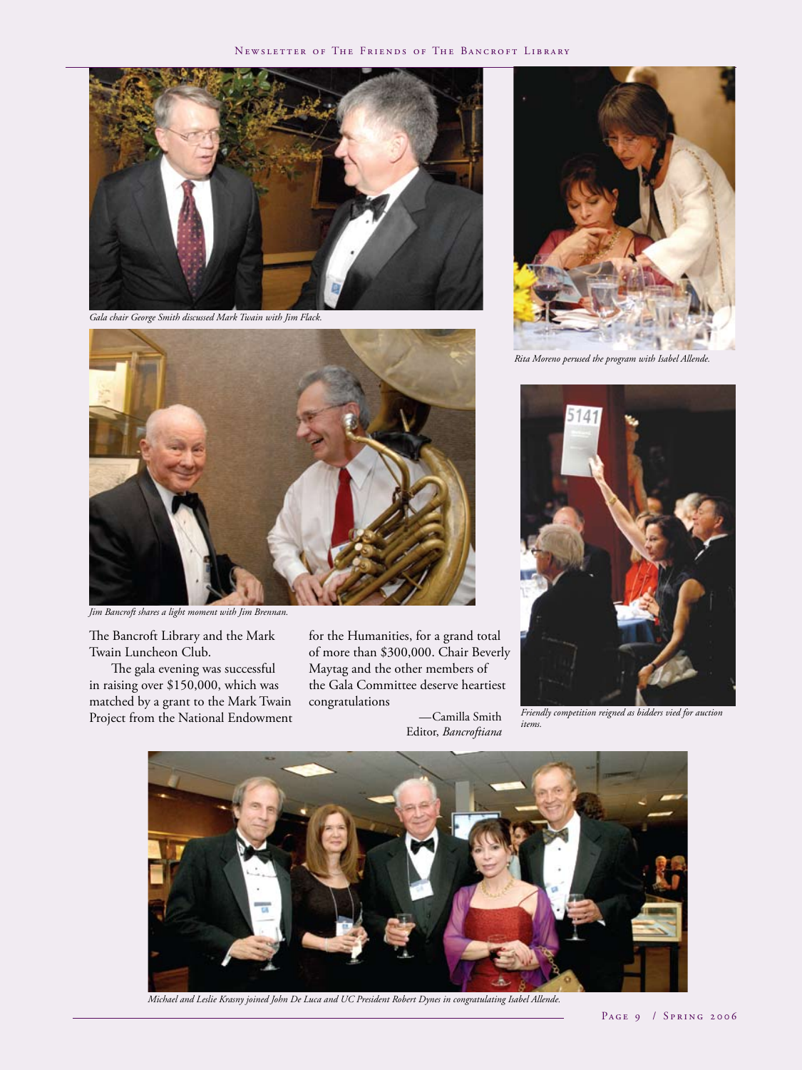*Gala chair George Smith discussed Mark Twain with Jim Flack.*

*Rita Moreno perused the program with Isabel Allende.*

*Jim Bancroft shares a light moment with Jim Brennan.*

*Friendly competition reigned as bidders vied for auction items.*

The Bancroft Library and the Mark Twain Luncheon Club.

The gala evening was successful in raising over $150,000, which was matched by a grant to the Mark Twain Project from the National Endowment for the Humanities, for a grand total of more than $300,000. Chair Beverly Maytag and the other members of the Gala Committee deserve heartiest congratulations

—Camilla Smith
Editor, *Bancroftiana*

*Michael and Leslie Krasny joined John De Luca and UC President Robert Dynes in congratulating Isabel Allende.*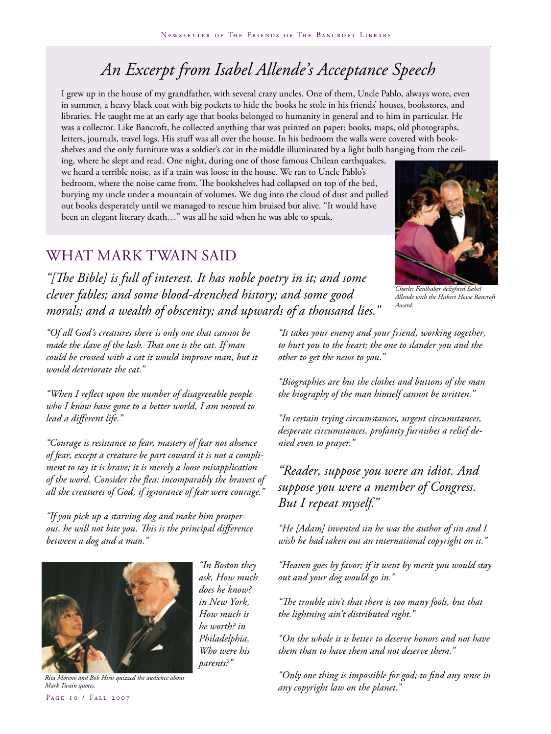# *An Excerpt from Isabel Allende's Acceptance Speech*

I grew up in the house of my grandfather, with several crazy uncles. One of them, Uncle Pablo, always wore, even in summer, a heavy black coat with big pockets to hide the books he stole in his friends' houses, bookstores, and libraries. He taught me at an early age that books belonged to humanity in general and to him in particular. He was a collector. Like Bancroft, he collected anything that was printed on paper: books, maps, old photographs, letters, journals, travel logs. His stuff was all over the house. In his bedroom the walls were covered with bookshelves and the only furniture was a soldier's cot in the middle illuminated by a light bulb hanging from the ceiling, where he slept and read. One night, during one of those famous Chilean earthquakes, we heard a terrible noise, as if a train was loose in the house. We ran to Uncle Pablo's bedroom, where the noise came from. The bookshelves had collapsed on top of the bed, burying my uncle under a mountain of volumes. We dug into the cloud of dust and pulled out books desperately until we managed to rescue him bruised but alive. "It would have been an elegant literary death…" was all he said when he was able to speak.

*Charles Faulhaber delighted Isabel Allende with the Hubert Howe Bancroft Award.*

## WHAT MARK TWAIN SAID

*"[The Bible] is full of interest. It has noble poetry in it; and some clever fables; and some blood-drenched history; and some good morals; and a wealth of obscenity; and upwards of a thousand lies."*

*"Of all God's creatures there is only one that cannot be made the slave of the lash. That one is the cat. If man could be crossed with a cat it would improve man, but it would deteriorate the cat."*

*"When I reflect upon the number of disagreeable people who I know have gone to a better world, I am moved to lead a different life."*

*"Courage is resistance to fear, mastery of fear not absence of fear, except a creature be part coward it is not a compliment to say it is brave; it is merely a loose misapplication of the word. Consider the flea: incomparably the bravest of all the creatures of God, if ignorance of fear were courage."*

*"If you pick up a starving dog and make him prosperous, he will not bite you. This is the principal difference between a dog and a man."*

*"In Boston they ask, How much does he know? in New York, How much is he worth? in Philadelphia, Who were his parents?"*

*Rita Moreno and Bob Hirst quizzed the audience about Mark Twain quotes.*

*"It takes your enemy and your friend, working together, to hurt you to the heart; the one to slander you and the other to get the news to you."*

*"Biographies are but the clothes and buttons of the man the biography of the man himself cannot be written."*

*"In certain trying circumstances, urgent circumstances, desperate circumstances, profanity furnishes a relief denied even to prayer."*

*"Reader, suppose you were an idiot. And suppose you were a member of Congress. But I repeat myself."*

*"He [Adam] invented sin he was the author of sin and I wish he had taken out an international copyright on it."*

*"Heaven goes by favor; if it went by merit you would stay out and your dog would go in."*

*"The trouble ain't that there is too many fools, but that the lightning ain't distributed right."*

*"On the whole it is better to deserve honors and not have them than to have them and not deserve them."*

*"Only one thing is impossible for god; to find any sense in any copyright law on the planet."*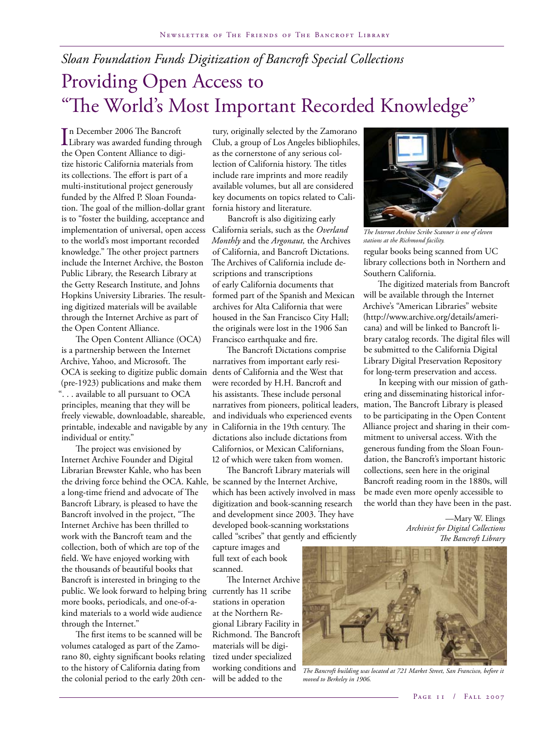*Sloan Foundation Funds Digitization of Bancroft Special Collections*

# Providing Open Access to "The World's Most Important Recorded Knowledge"

In December 2006 The Bancroft Library was awarded funding through the Open Content Alliance to digitize historic California materials from its collections. The effort is part of a multi-institutional project generously funded by the Alfred P. Sloan Foundation. The goal of the million-dollar grant is to "foster the building, acceptance and implementation of universal, open access to the world's most important recorded knowledge." The other project partners include the Internet Archive, the Boston Public Library, the Research Library at the Getty Research Institute, and Johns Hopkins University Libraries. The resulting digitized materials will be available through the Internet Archive as part of the Open Content Alliance.

The Open Content Alliance (OCA) is a partnership between the Internet Archive, Yahoo, and Microsoft. The OCA is seeking to digitize public domain (pre-1923) publications and make them ". . . available to all pursuant to OCA principles, meaning that they will be freely viewable, downloadable, shareable, printable, indexable and navigable by any individual or entity."

The project was envisioned by Internet Archive Founder and Digital Librarian Brewster Kahle, who has been the driving force behind the OCA. Kahle, a long-time friend and advocate of The Bancroft Library, is pleased to have the Bancroft involved in the project, "The Internet Archive has been thrilled to work with the Bancroft team and the collection, both of which are top of the field. We have enjoyed working with the thousands of beautiful books that Bancroft is interested in bringing to the public. We look forward to helping bring more books, periodicals, and one-of-a-kind materials to a world wide audience through the Internet."

The first items to be scanned will be volumes cataloged as part of the Zamorano 80, eighty significant books relating to the history of California dating from the colonial period to the early 20th century, originally selected by the Zamorano Club, a group of Los Angeles bibliophiles, as the cornerstone of any serious collection of California history. The titles include rare imprints and more readily available volumes, but all are considered key documents on topics related to California history and literature.

Bancroft is also digitizing early California serials, such as the *Overland Monthly* and the *Argonaut,* the Archives of California, and Bancroft Dictations. The Archives of California include descriptions and transcriptions of early California documents that formed part of the Spanish and Mexican archives for Alta California that were housed in the San Francisco City Hall; the originals were lost in the 1906 San Francisco earthquake and fire.

The Bancroft Dictations comprise narratives from important early residents of California and the West that were recorded by H.H. Bancroft and his assistants. These include personal narratives from pioneers, political leaders, and individuals who experienced events in California in the 19th century. The dictations also include dictations from Californios, or Mexican Californians, 12 of which were taken from women.

The Bancroft Library materials will be scanned by the Internet Archive, which has been actively involved in mass digitization and book-scanning research and development since 2003. They have developed book-scanning workstations called "scribes" that gently and efficiently capture images and full text of each book scanned.

The Internet Archive currently has 11 scribe stations in operation at the Northern Regional Library Facility in Richmond. The Bancroft materials will be digitized under specialized working conditions and will be added to the regular books being scanned from UC library collections both in Northern and Southern California.

*The Internet Archive Scribe Scanner is one of eleven stations at the Richmond facility.*

The digitized materials from Bancroft will be available through the Internet Archive's "American Libraries" website (http://www.archive.org/details/americana) and will be linked to Bancroft library catalog records. The digital files will be submitted to the California Digital Library Digital Preservation Repository for long-term preservation and access.

In keeping with our mission of gathering and disseminating historical information, The Bancroft Library is pleased to be participating in the Open Content Alliance project and sharing in their commitment to universal access. With the generous funding from the Sloan Foundation, the Bancroft's important historic collections, seen here in the original Bancroft reading room in the 1880s, will be made even more openly accessible to the world than they have been in the past.

—Mary W. Elings  
*Archivist for Digital Collections*  
*The Bancroft Library*

*The Bancroft building was located at 721 Market Street, San Francisco, before it moved to Berkeley in 1906.*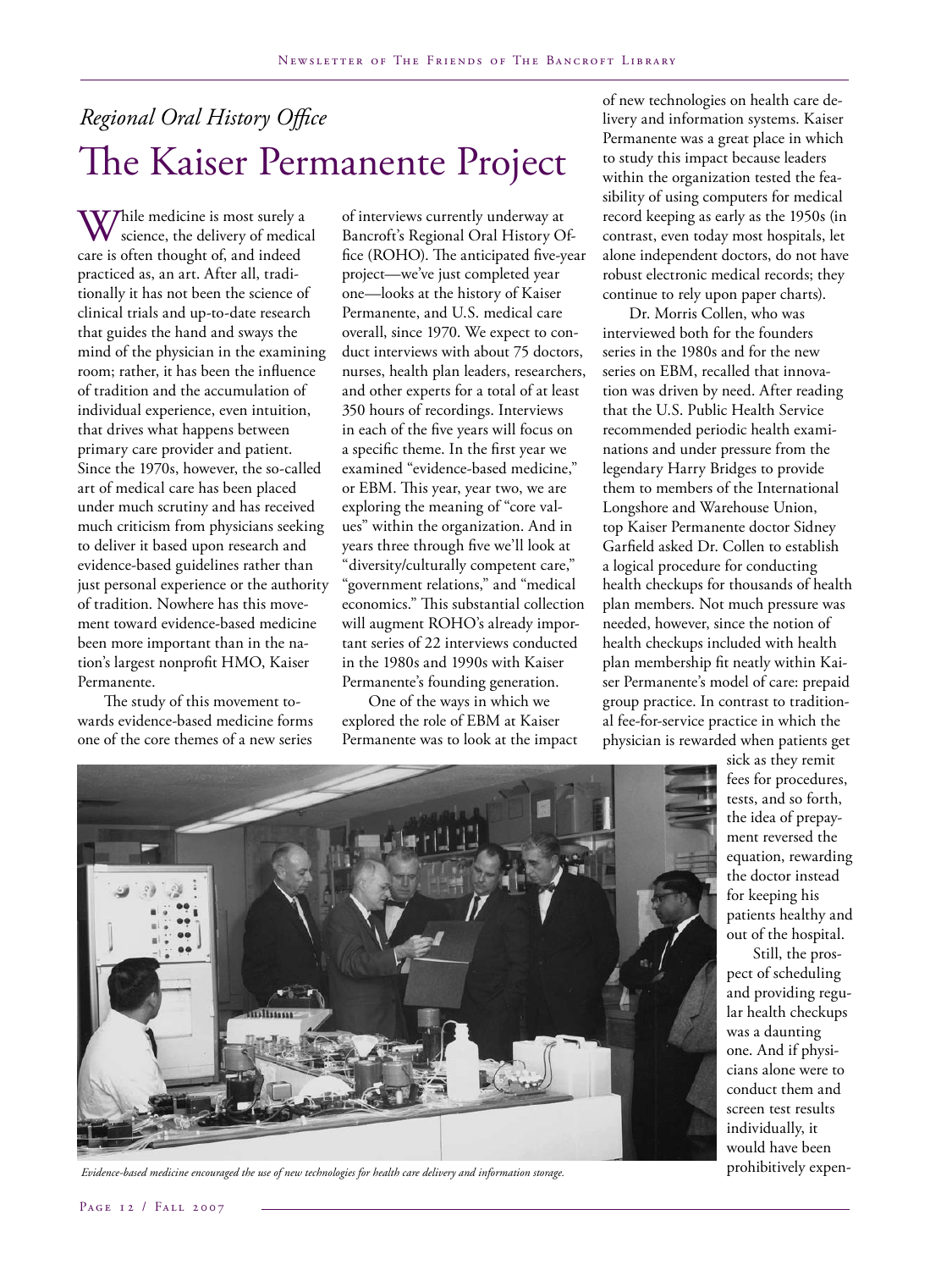*Regional Oral History Office*

# The Kaiser Permanente Project

While medicine is most surely a science, the delivery of medical care is often thought of, and indeed practiced as, an art. After all, traditionally it has not been the science of clinical trials and up-to-date research that guides the hand and sways the mind of the physician in the examining room; rather, it has been the influence of tradition and the accumulation of individual experience, even intuition, that drives what happens between primary care provider and patient. Since the 1970s, however, the so-called art of medical care has been placed under much scrutiny and has received much criticism from physicians seeking to deliver it based upon research and evidence-based guidelines rather than just personal experience or the authority of tradition. Nowhere has this movement toward evidence-based medicine been more important than in the nation's largest nonprofit HMO, Kaiser Permanente.

The study of this movement towards evidence-based medicine forms one of the core themes of a new series of interviews currently underway at Bancroft's Regional Oral History Office (ROHO). The anticipated five-year project—we've just completed year one—looks at the history of Kaiser Permanente, and U.S. medical care overall, since 1970. We expect to conduct interviews with about 75 doctors, nurses, health plan leaders, researchers, and other experts for a total of at least 350 hours of recordings. Interviews in each of the five years will focus on a specific theme. In the first year we examined "evidence-based medicine," or EBM. This year, year two, we are exploring the meaning of "core values" within the organization. And in years three through five we'll look at "diversity/culturally competent care," "government relations," and "medical economics." This substantial collection will augment ROHO's already important series of 22 interviews conducted in the 1980s and 1990s with Kaiser Permanente's founding generation.

One of the ways in which we explored the role of EBM at Kaiser Permanente was to look at the impact of new technologies on health care delivery and information systems. Kaiser Permanente was a great place in which to study this impact because leaders within the organization tested the feasibility of using computers for medical record keeping as early as the 1950s (in contrast, even today most hospitals, let alone independent doctors, do not have robust electronic medical records; they continue to rely upon paper charts).

Dr. Morris Collen, who was interviewed both for the founders series in the 1980s and for the new series on EBM, recalled that innovation was driven by need. After reading that the U.S. Public Health Service recommended periodic health examinations and under pressure from the legendary Harry Bridges to provide them to members of the International Longshore and Warehouse Union, top Kaiser Permanente doctor Sidney Garfield asked Dr. Collen to establish a logical procedure for conducting health checkups for thousands of health plan members. Not much pressure was needed, however, since the notion of health checkups included with health plan membership fit neatly within Kaiser Permanente's model of care: prepaid group practice. In contrast to traditional fee-for-service practice in which the physician is rewarded when patients get sick as they remit fees for procedures, tests, and so forth, the idea of prepayment reversed the equation, rewarding the doctor instead for keeping his patients healthy and out of the hospital.

*Evidence-based medicine encouraged the use of new technologies for health care delivery and information storage.*

Still, the prospect of scheduling and providing regular health checkups was a daunting one. And if physicians alone were to conduct them and screen test results individually, it would have been prohibitively expen-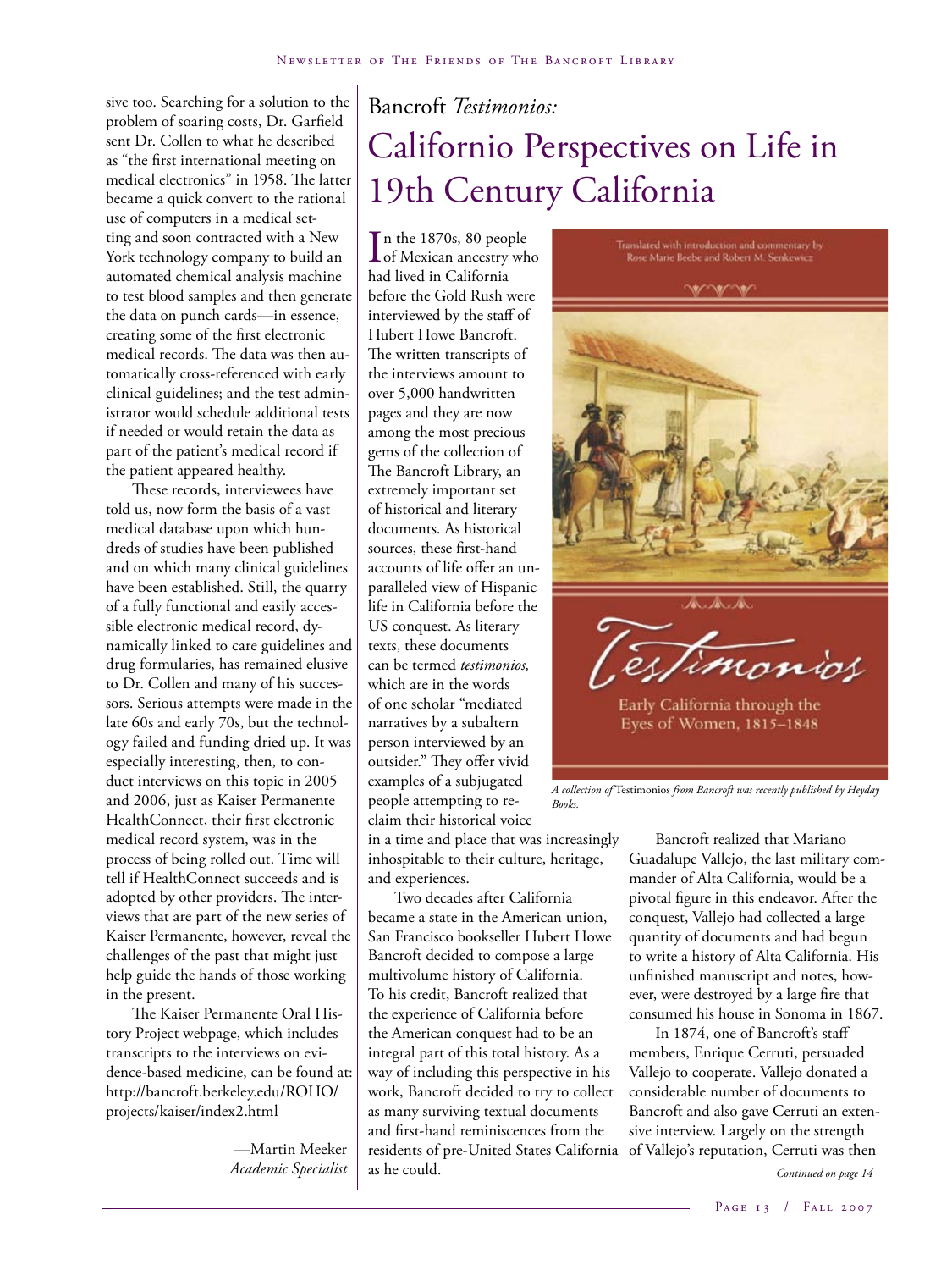sive too. Searching for a solution to the problem of soaring costs, Dr. Garfield sent Dr. Collen to what he described as "the first international meeting on medical electronics" in 1958. The latter became a quick convert to the rational use of computers in a medical setting and soon contracted with a New York technology company to build an automated chemical analysis machine to test blood samples and then generate the data on punch cards—in essence, creating some of the first electronic medical records. The data was then automatically cross-referenced with early clinical guidelines; and the test administrator would schedule additional tests if needed or would retain the data as part of the patient's medical record if the patient appeared healthy.

These records, interviewees have told us, now form the basis of a vast medical database upon which hundreds of studies have been published and on which many clinical guidelines have been established. Still, the quarry of a fully functional and easily accessible electronic medical record, dynamically linked to care guidelines and drug formularies, has remained elusive to Dr. Collen and many of his successors. Serious attempts were made in the late 60s and early 70s, but the technology failed and funding dried up. It was especially interesting, then, to conduct interviews on this topic in 2005 and 2006, just as Kaiser Permanente HealthConnect, their first electronic medical record system, was in the process of being rolled out. Time will tell if HealthConnect succeeds and is adopted by other providers. The interviews that are part of the new series of Kaiser Permanente, however, reveal the challenges of the past that might just help guide the hands of those working in the present.

The Kaiser Permanente Oral History Project webpage, which includes transcripts to the interviews on evidence-based medicine, can be found at: http://bancroft.berkeley.edu/ROHO/projects/kaiser/index2.html

—Martin Meeker
*Academic Specialist*

# Bancroft *Testimonios:* California Perspectives on Life in 19th Century California

In the 1870s, 80 people of Mexican ancestry who had lived in California before the Gold Rush were interviewed by the staff of Hubert Howe Bancroft. The written transcripts of the interviews amount to over 5,000 handwritten pages and they are now among the most precious gems of the collection of The Bancroft Library, an extremely important set of historical and literary documents. As historical sources, these first-hand accounts of life offer an unparalleled view of Hispanic life in California before the US conquest. As literary texts, these documents can be termed *testimonios,* which are in the words of one scholar "mediated narratives by a subaltern person interviewed by an outsider." They offer vivid examples of a subjugated people attempting to reclaim their historical voice in a time and place that was increasingly inhospitable to their culture, heritage, and experiences.

Translated with introduction and commentary by Rose Marie Beebe and Robert M. Senkewicz

Testimonios

Early California through the Eyes of Women, 1815–1848

*A collection of* Testimonios *from Bancroft was recently published by Heyday Books.*

Two decades after California became a state in the American union, San Francisco bookseller Hubert Howe Bancroft decided to compose a large multivolume history of California. To his credit, Bancroft realized that the experience of California before the American conquest had to be an integral part of this total history. As a way of including this perspective in his work, Bancroft decided to try to collect as many surviving textual documents and first-hand reminiscences from the residents of pre-United States California as he could.

Bancroft realized that Mariano Guadalupe Vallejo, the last military commander of Alta California, would be a pivotal figure in this endeavor. After the conquest, Vallejo had collected a large quantity of documents and had begun to write a history of Alta California. His unfinished manuscript and notes, however, were destroyed by a large fire that consumed his house in Sonoma in 1867.

In 1874, one of Bancroft's staff members, Enrique Cerruti, persuaded Vallejo to cooperate. Vallejo donated a considerable number of documents to Bancroft and also gave Cerruti an extensive interview. Largely on the strength of Vallejo's reputation, Cerruti was then

*Continued on page 14*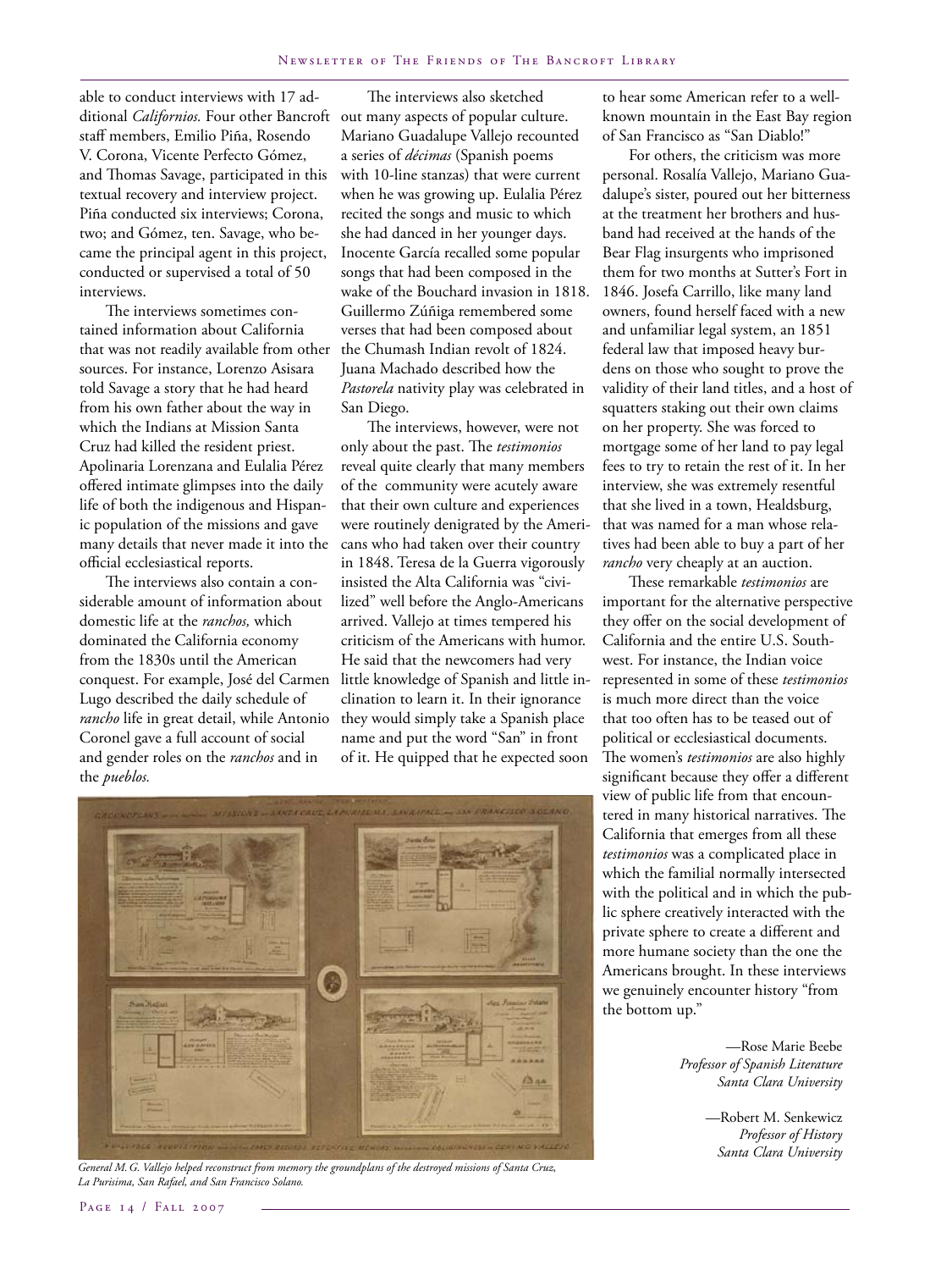able to conduct interviews with 17 additional *Californios.* Four other Bancroft staff members, Emilio Piña, Rosendo V. Corona, Vicente Perfecto Gómez, and Thomas Savage, participated in this textual recovery and interview project. Piña conducted six interviews; Corona, two; and Gómez, ten. Savage, who became the principal agent in this project, conducted or supervised a total of 50 interviews.

The interviews sometimes contained information about California that was not readily available from other sources. For instance, Lorenzo Asisara told Savage a story that he had heard from his own father about the way in which the Indians at Mission Santa Cruz had killed the resident priest. Apolinaria Lorenzana and Eulalia Pérez offered intimate glimpses into the daily life of both the indigenous and Hispanic population of the missions and gave many details that never made it into the official ecclesiastical reports.

The interviews also contain a considerable amount of information about domestic life at the *ranchos,* which dominated the California economy from the 1830s until the American conquest. For example, José del Carmen Lugo described the daily schedule of *rancho* life in great detail, while Antonio Coronel gave a full account of social and gender roles on the *ranchos* and in the *pueblos.*

The interviews also sketched out many aspects of popular culture. Mariano Guadalupe Vallejo recounted a series of *décimas* (Spanish poems with 10-line stanzas) that were current when he was growing up. Eulalia Pérez recited the songs and music to which she had danced in her younger days. Inocente García recalled some popular songs that had been composed in the wake of the Bouchard invasion in 1818. Guillermo Zúñiga remembered some verses that had been composed about the Chumash Indian revolt of 1824. Juana Machado described how the *Pastorela* nativity play was celebrated in San Diego.

The interviews, however, were not only about the past. The *testimonios* reveal quite clearly that many members of the community were acutely aware that their own culture and experiences were routinely denigrated by the Americans who had taken over their country in 1848. Teresa de la Guerra vigorously insisted the Alta California was "civilized" well before the Anglo-Americans arrived. Vallejo at times tempered his criticism of the Americans with humor. He said that the newcomers had very little knowledge of Spanish and little inclination to learn it. In their ignorance they would simply take a Spanish place name and put the word "San" in front of it. He quipped that he expected soon to hear some American refer to a well-known mountain in the East Bay region of San Francisco as "San Diablo!"

For others, the criticism was more personal. Rosalía Vallejo, Mariano Guadalupe's sister, poured out her bitterness at the treatment her brothers and husband had received at the hands of the Bear Flag insurgents who imprisoned them for two months at Sutter's Fort in 1846. Josefa Carrillo, like many land owners, found herself faced with a new and unfamiliar legal system, an 1851 federal law that imposed heavy burdens on those who sought to prove the validity of their land titles, and a host of squatters staking out their own claims on her property. She was forced to mortgage some of her land to pay legal fees to try to retain the rest of it. In her interview, she was extremely resentful that she lived in a town, Healdsburg, that was named for a man whose relatives had been able to buy a part of her *rancho* very cheaply at an auction.

These remarkable *testimonios* are important for the alternative perspective they offer on the social development of California and the entire U.S. Southwest. For instance, the Indian voice represented in some of these *testimonios* is much more direct than the voice that too often has to be teased out of political or ecclesiastical documents. The women's *testimonios* are also highly significant because they offer a different view of public life from that encountered in many historical narratives. The California that emerges from all these *testimonios* was a complicated place in which the familial normally intersected with the political and in which the public sphere creatively interacted with the private sphere to create a different and more humane society than the one the Americans brought. In these interviews we genuinely encounter history "from the bottom up."

—Rose Marie Beebe
*Professor of Spanish Literature*
*Santa Clara University*

—Robert M. Senkewicz
*Professor of History*
*Santa Clara University*

*General M. G. Vallejo helped reconstruct from memory the groundplans of the destroyed missions of Santa Cruz, La Purisima, San Rafael, and San Francisco Solano.*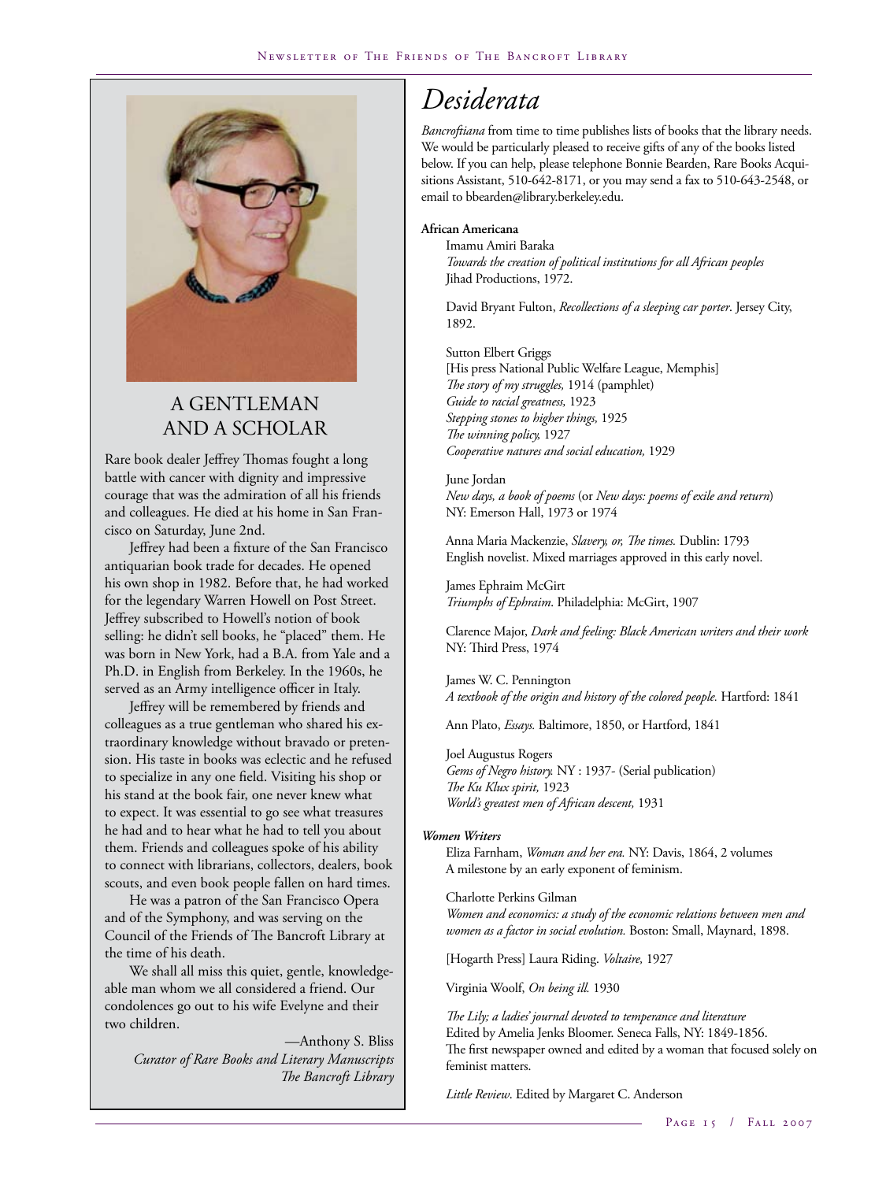## A GENTLEMAN AND A SCHOLAR

Rare book dealer Jeffrey Thomas fought a long battle with cancer with dignity and impressive courage that was the admiration of all his friends and colleagues. He died at his home in San Francisco on Saturday, June 2nd.

Jeffrey had been a fixture of the San Francisco antiquarian book trade for decades. He opened his own shop in 1982. Before that, he had worked for the legendary Warren Howell on Post Street. Jeffrey subscribed to Howell's notion of book selling: he didn't sell books, he "placed" them. He was born in New York, had a B.A. from Yale and a Ph.D. in English from Berkeley. In the 1960s, he served as an Army intelligence officer in Italy.

Jeffrey will be remembered by friends and colleagues as a true gentleman who shared his extraordinary knowledge without bravado or pretension. His taste in books was eclectic and he refused to specialize in any one field. Visiting his shop or his stand at the book fair, one never knew what to expect. It was essential to go see what treasures he had and to hear what he had to tell you about them. Friends and colleagues spoke of his ability to connect with librarians, collectors, dealers, book scouts, and even book people fallen on hard times.

He was a patron of the San Francisco Opera and of the Symphony, and was serving on the Council of the Friends of The Bancroft Library at the time of his death.

We shall all miss this quiet, gentle, knowledgeable man whom we all considered a friend. Our condolences go out to his wife Evelyne and their two children.

—Anthony S. Bliss
*Curator of Rare Books and Literary Manuscripts*
*The Bancroft Library*

# *Desiderata*

*Bancroftiana* from time to time publishes lists of books that the library needs. We would be particularly pleased to receive gifts of any of the books listed below. If you can help, please telephone Bonnie Bearden, Rare Books Acquisitions Assistant, 510-642-8171, or you may send a fax to 510-643-2548, or email to bbearden@library.berkeley.edu.

**African Americana**

Imamu Amiri Baraka
*Towards the creation of political institutions for all African peoples*
Jihad Productions, 1972.

David Bryant Fulton, *Recollections of a sleeping car porter*. Jersey City, 1892.

Sutton Elbert Griggs
[His press National Public Welfare League, Memphis]
*The story of my struggles,* 1914 (pamphlet)
*Guide to racial greatness,* 1923
*Stepping stones to higher things,* 1925
*The winning policy,* 1927
*Cooperative natures and social education,* 1929

June Jordan
*New days, a book of poems* (or *New days: poems of exile and return*)
NY: Emerson Hall, 1973 or 1974

Anna Maria Mackenzie, *Slavery, or, The times.* Dublin: 1793
English novelist. Mixed marriages approved in this early novel.

James Ephraim McGirt
*Triumphs of Ephraim*. Philadelphia: McGirt, 1907

Clarence Major, *Dark and feeling: Black American writers and their work*
NY: Third Press, 1974

James W. C. Pennington
*A textbook of the origin and history of the colored people.* Hartford: 1841

Ann Plato, *Essays.* Baltimore, 1850, or Hartford, 1841

Joel Augustus Rogers
*Gems of Negro history.* NY : 1937- (Serial publication)
*The Ku Klux spirit,* 1923
*World's greatest men of African descent,* 1931

***Women Writers***

Eliza Farnham, *Woman and her era.* NY: Davis, 1864, 2 volumes
A milestone by an early exponent of feminism.

Charlotte Perkins Gilman
*Women and economics: a study of the economic relations between men and women as a factor in social evolution.* Boston: Small, Maynard, 1898.

[Hogarth Press] Laura Riding. *Voltaire,* 1927

Virginia Woolf, *On being ill.* 1930

*The Lily; a ladies' journal devoted to temperance and literature*
Edited by Amelia Jenks Bloomer. Seneca Falls, NY: 1849-1856.
The first newspaper owned and edited by a woman that focused solely on feminist matters.

*Little Review*. Edited by Margaret C. Anderson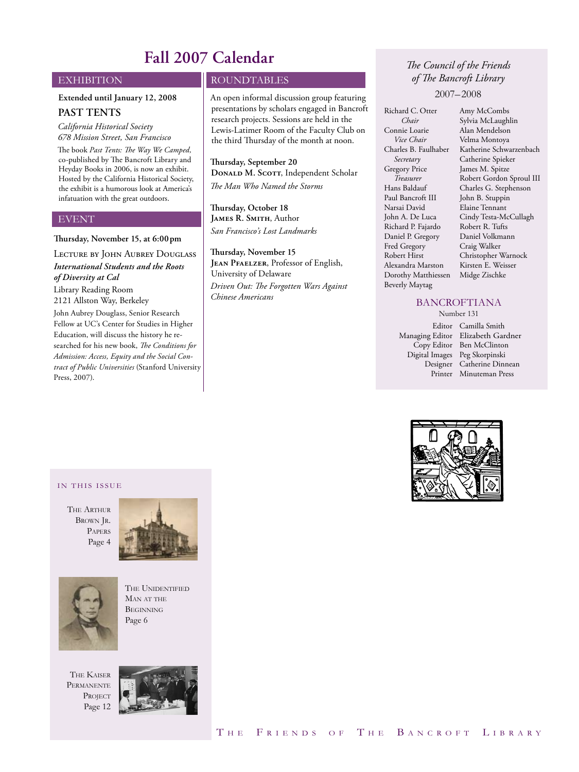# Fall 2007 Calendar

## EXHIBITION

**Extended until January 12, 2008**

### PAST TENTS

*California Historical Society*
*678 Mission Street, San Francisco*

The book *Past Tents: The Way We Camped,* co-published by The Bancroft Library and Heyday Books in 2006, is now an exhibit. Hosted by the California Historical Society, the exhibit is a humorous look at America's infatuation with the great outdoors.

## EVENT

**Thursday, November 15, at 6:00 pm**

Lecture by John Aubrey Douglass
***International Students and the Roots of Diversity at Cal***
Library Reading Room
2121 Allston Way, Berkeley

John Aubrey Douglass, Senior Research Fellow at UC's Center for Studies in Higher Education, will discuss the history he researched for his new book, *The Conditions for Admission: Access, Equity and the Social Contract of Public Universities* (Stanford University Press, 2007).

## ROUNDTABLES

An open informal discussion group featuring presentations by scholars engaged in Bancroft research projects. Sessions are held in the Lewis-Latimer Room of the Faculty Club on the third Thursday of the month at noon.

**Thursday, September 20**
**Donald M. Scott**, Independent Scholar
*The Man Who Named the Storms*

**Thursday, October 18**
**James R. Smith**, Author
*San Francisco's Lost Landmarks*

**Thursday, November 15**
**Jean Pfaelzer**, Professor of English, University of Delaware
*Driven Out: The Forgotten Wars Against Chinese Americans*

## *The Council of the Friends of The Bancroft Library*

2007–2008

Richard C. Otter, *Chair*
Connie Loarie, *Vice Chair*
Charles B. Faulhaber, *Secretary*
Gregory Price, *Treasurer*
Hans Baldauf
Paul Bancroft III
Narsai David
John A. De Luca
Richard P. Fajardo
Daniel P. Gregory
Fred Gregory
Robert Hirst
Alexandra Marston
Dorothy Matthiessen
Beverly Maytag
Amy McCombs
Sylvia McLaughlin
Alan Mendelson
Velma Montoya
Katherine Schwarzenbach
Catherine Spieker
James M. Spitze
Robert Gordon Sproul III
Charles G. Stephenson
John B. Stuppin
Elaine Tennant
Cindy Testa-McCullagh
Robert R. Tufts
Daniel Volkmann
Craig Walker
Christopher Warnock
Kirsten E. Weisser
Midge Zischke

## BANCROFTIANA

Number 131

| | |
|---|---|
| Editor | Camilla Smith |
| Managing Editor | Elizabeth Gardner |
| Copy Editor | Ben McClinton |
| Digital Images | Peg Skorpinski |
| Designer | Catherine Dinnean |
| Printer | Minuteman Press |

## IN THIS ISSUE

The Arthur Brown Jr. Papers
Page 4

The Unidentified Man at the Beginning
Page 6

The Kaiser Permanente Project
Page 12

The Friends of The Bancroft Library